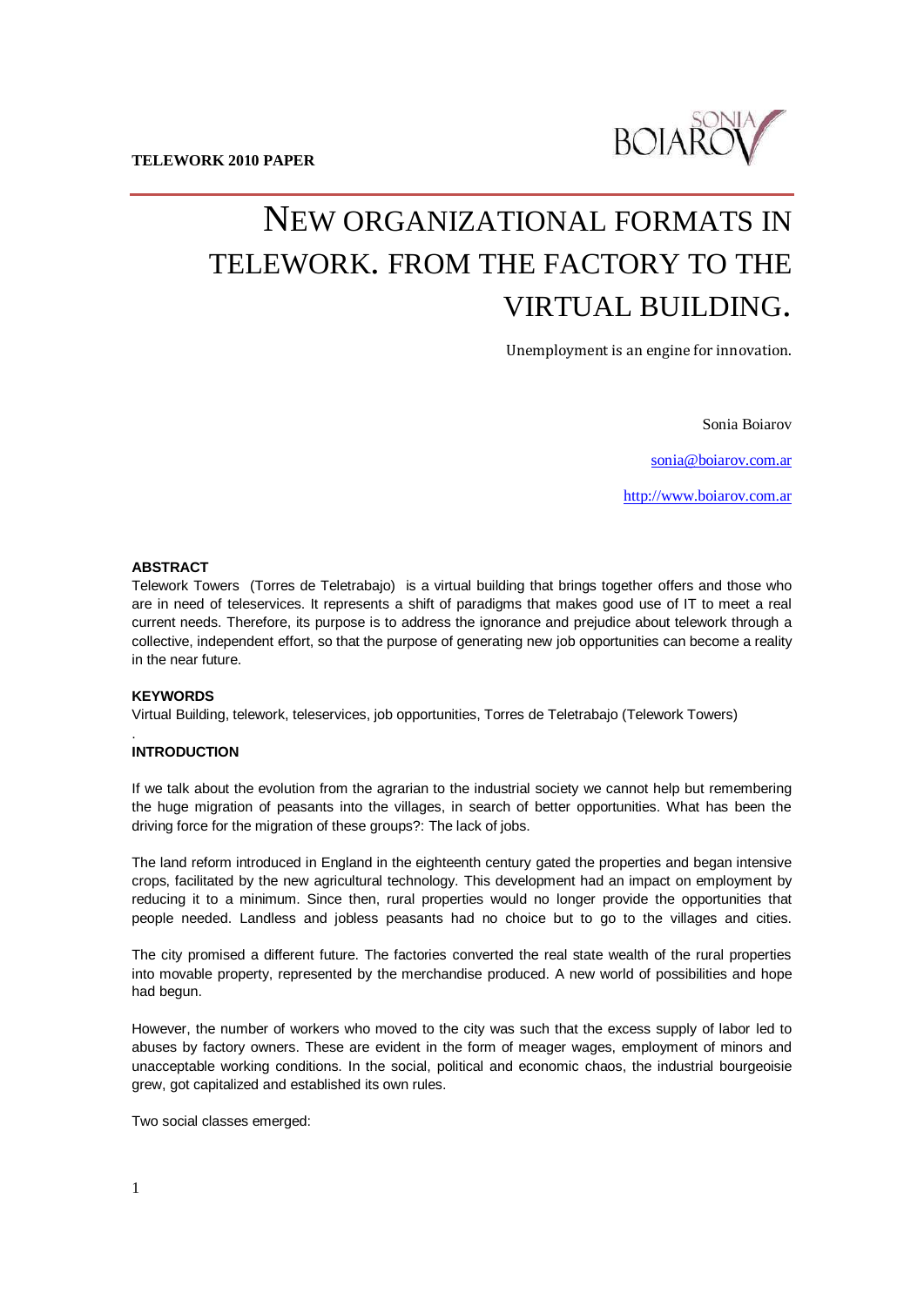**TELEWORK 2010 PAPER**

# NEW ORGANIZATIONAL FORMATS IN TELEWORK. FROM THE FACTORY TO THE VIRTUAL BUILDING.

Unemployment is an engine for innovation.

Sonia Boiarov

sonia@boiarov.com.ar

http://www.boiarov.com.ar

**ABSTRACT**

Telework Towers (Torres de Teletrabajo) is a virtual building that brings together offers and those who are in need of teleservices. It represents a shift of paradigms that makes good use of IT to meet a real current needs. Therefore, its purpose is to address the ignorance and prejudice about telework through a collective, independent effort, so that the purpose of generating new job opportunities can become a reality in the near future.

**KEYWORDS**

Virtual Building, telework, teleservices, job opportunities, Torres de Teletrabajo (Telework Towers)

.

**INTRODUCTION**

If we talk about the evolution from the agrarian to the industrial society we cannot help but remembering the huge migration of peasants into the villages, in search of better opportunities. What has been the driving force for the migration of these groups?: The lack of jobs.

The land reform introduced in England in the eighteenth century gated the properties and began intensive crops, facilitated by the new agricultural technology. This development had an impact on employment by reducing it to a minimum. Since then, rural properties would no longer provide the opportunities that people needed. Landless and jobless peasants had no choice but to go to the villages and cities.

The city promised a different future. The factories converted the real state wealth of the rural properties into movable property, represented by the merchandise produced. A new world of possibilities and hope had begun.

However, the number of workers who moved to the city was such that the excess supply of labor led to abuses by factory owners. These are evident in the form of meager wages, employment of minors and unacceptable working conditions. In the social, political and economic chaos, the industrial bourgeoisie grew, got capitalized and established its own rules.

Two social classes emerged: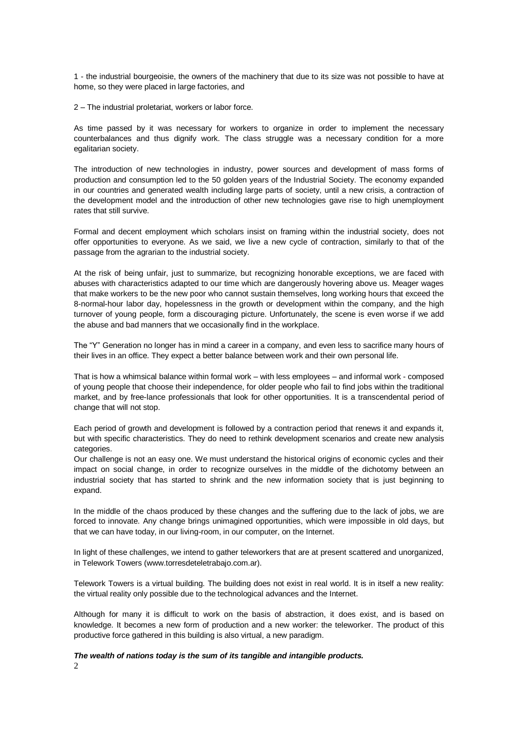1 - the industrial bourgeoisie, the owners of the machinery that due to its size was not possible to have at home, so they were placed in large factories, and

2 – The industrial proletariat, workers or labor force.

As time passed by it was necessary for workers to organize in order to implement the necessary counterbalances and thus dignify work. The class struggle was a necessary condition for a more egalitarian society.

The introduction of new technologies in industry, power sources and development of mass forms of production and consumption led to the 50 golden years of the Industrial Society. The economy expanded in our countries and generated wealth including large parts of society, until a new crisis, a contraction of the development model and the introduction of other new technologies gave rise to high unemployment rates that still survive.

Formal and decent employment which scholars insist on framing within the industrial society, does not offer opportunities to everyone. As we said, we live a new cycle of contraction, similarly to that of the passage from the agrarian to the industrial society.

At the risk of being unfair, just to summarize, but recognizing honorable exceptions, we are faced with abuses with characteristics adapted to our time which are dangerously hovering above us. Meager wages that make workers to be the new poor who cannot sustain themselves, long working hours that exceed the 8-normal-hour labor day, hopelessness in the growth or development within the company, and the high turnover of young people, form a discouraging picture. Unfortunately, the scene is even worse if we add the abuse and bad manners that we occasionally find in the workplace.

The "Y" Generation no longer has in mind a career in a company, and even less to sacrifice many hours of their lives in an office. They expect a better balance between work and their own personal life.

That is how a whimsical balance within formal work – with less employees – and informal work - composed of young people that choose their independence, for older people who fail to find jobs within the traditional market, and by free-lance professionals that look for other opportunities. It is a transcendental period of change that will not stop.

Each period of growth and development is followed by a contraction period that renews it and expands it, but with specific characteristics. They do need to rethink development scenarios and create new analysis categories.
Our challenge is not an easy one. We must understand the historical origins of economic cycles and their impact on social change, in order to recognize ourselves in the middle of the dichotomy between an industrial society that has started to shrink and the new information society that is just beginning to expand.

In the middle of the chaos produced by these changes and the suffering due to the lack of jobs, we are forced to innovate. Any change brings unimagined opportunities, which were impossible in old days, but that we can have today, in our living-room, in our computer, on the Internet.

In light of these challenges, we intend to gather teleworkers that are at present scattered and unorganized, in Telework Towers (www.torresdeteletrabajo.com.ar).

Telework Towers is a virtual building. The building does not exist in real world. It is in itself a new reality: the virtual reality only possible due to the technological advances and the Internet.

Although for many it is difficult to work on the basis of abstraction, it does exist, and is based on knowledge. It becomes a new form of production and a new worker: the teleworker. The product of this productive force gathered in this building is also virtual, a new paradigm.

***The wealth of nations today is the sum of its tangible and intangible products.***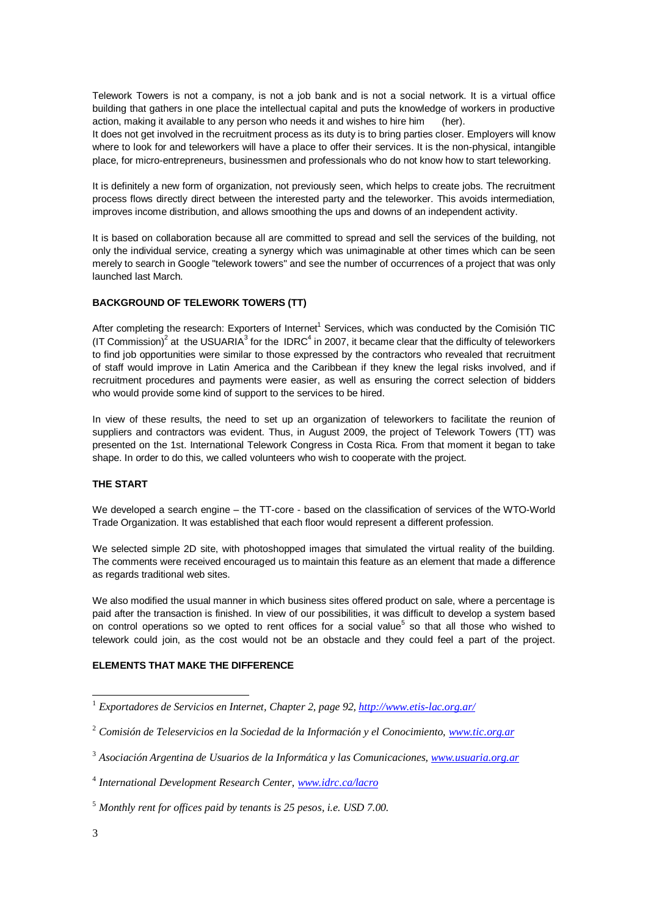Telework Towers is not a company, is not a job bank and is not a social network. It is a virtual office building that gathers in one place the intellectual capital and puts the knowledge of workers in productive action, making it available to any person who needs it and wishes to hire him (her).
It does not get involved in the recruitment process as its duty is to bring parties closer. Employers will know where to look for and teleworkers will have a place to offer their services. It is the non-physical, intangible place, for micro-entrepreneurs, businessmen and professionals who do not know how to start teleworking.

It is definitely a new form of organization, not previously seen, which helps to create jobs. The recruitment process flows directly direct between the interested party and the teleworker. This avoids intermediation, improves income distribution, and allows smoothing the ups and downs of an independent activity.

It is based on collaboration because all are committed to spread and sell the services of the building, not only the individual service, creating a synergy which was unimaginable at other times which can be seen merely to search in Google "telework towers" and see the number of occurrences of a project that was only launched last March.

**BACKGROUND OF TELEWORK TOWERS (TT)**

After completing the research: Exporters of Internet[1] Services, which was conducted by the Comisión TIC (IT Commission)[2] at the USUARIA[3] for the IDRC[4] in 2007, it became clear that the difficulty of teleworkers to find job opportunities were similar to those expressed by the contractors who revealed that recruitment of staff would improve in Latin America and the Caribbean if they knew the legal risks involved, and if recruitment procedures and payments were easier, as well as ensuring the correct selection of bidders who would provide some kind of support to the services to be hired.

In view of these results, the need to set up an organization of teleworkers to facilitate the reunion of suppliers and contractors was evident. Thus, in August 2009, the project of Telework Towers (TT) was presented on the 1st. International Telework Congress in Costa Rica. From that moment it began to take shape. In order to do this, we called volunteers who wish to cooperate with the project.

**THE START**

We developed a search engine – the TT-core - based on the classification of services of the WTO-World Trade Organization. It was established that each floor would represent a different profession.

We selected simple 2D site, with photoshopped images that simulated the virtual reality of the building. The comments were received encouraged us to maintain this feature as an element that made a difference as regards traditional web sites.

We also modified the usual manner in which business sites offered product on sale, where a percentage is paid after the transaction is finished. In view of our possibilities, it was difficult to develop a system based on control operations so we opted to rent offices for a social value[5] so that all those who wished to telework could join, as the cost would not be an obstacle and they could feel a part of the project.

**ELEMENTS THAT MAKE THE DIFFERENCE**

---

[1] *Exportadores de Servicios en Internet, Chapter 2, page 92, http://www.etis-lac.org.ar/*

[2] *Comisión de Teleservicios en la Sociedad de la Información y el Conocimiento, www.tic.org.ar*

[3] *Asociación Argentina de Usuarios de la Informática y las Comunicaciones, www.usuaria.org.ar*

[4] *International Development Research Center, www.idrc.ca/lacro*

[5] *Monthly rent for offices paid by tenants is 25 pesos, i.e. USD 7.00.*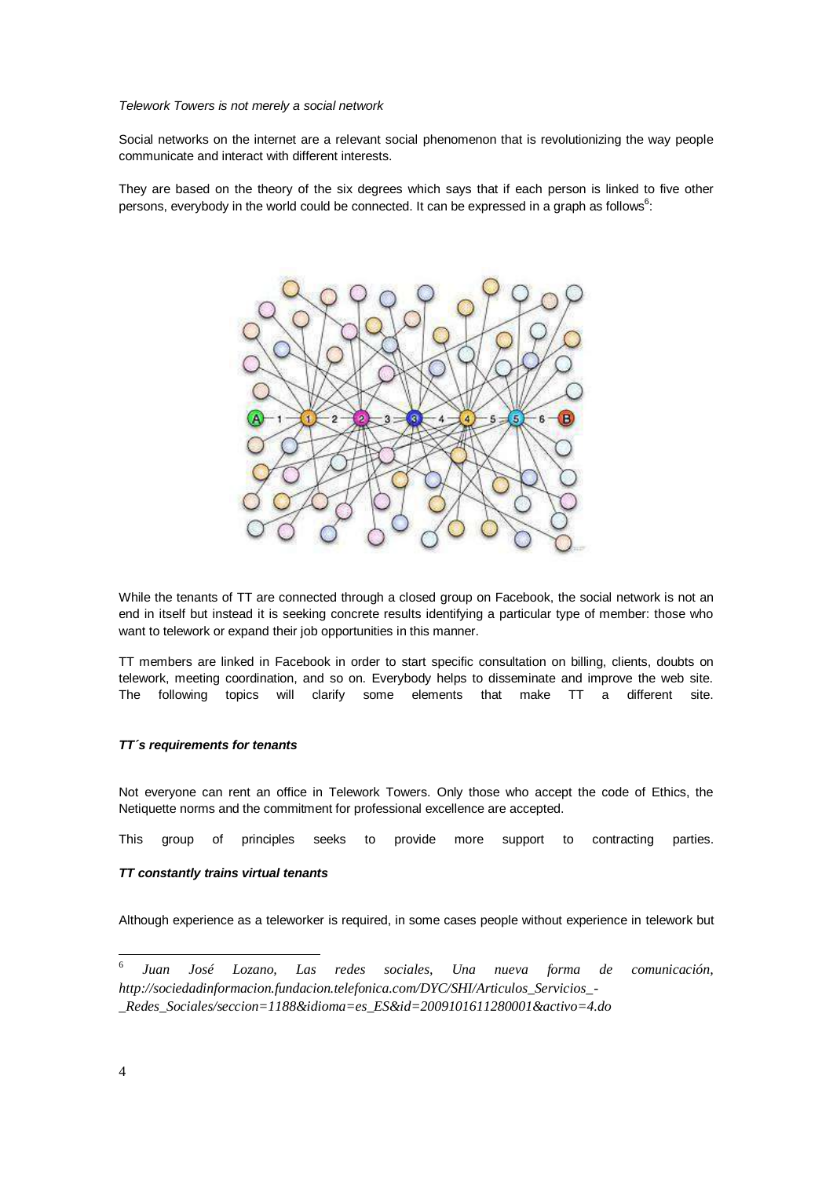*Telework Towers is not merely a social network*

Social networks on the internet are a relevant social phenomenon that is revolutionizing the way people communicate and interact with different interests.

They are based on the theory of the six degrees which says that if each person is linked to five other persons, everybody in the world could be connected. It can be expressed in a graph as follows[6]:

While the tenants of TT are connected through a closed group on Facebook, the social network is not an end in itself but instead it is seeking concrete results identifying a particular type of member: those who want to telework or expand their job opportunities in this manner.

TT members are linked in Facebook in order to start specific consultation on billing, clients, doubts on telework, meeting coordination, and so on. Everybody helps to disseminate and improve the web site. The following topics will clarify some elements that make TT a different site.

***TT´s requirements for tenants***

Not everyone can rent an office in Telework Towers. Only those who accept the code of Ethics, the Netiquette norms and the commitment for professional excellence are accepted.

This group of principles seeks to provide more support to contracting parties.

***TT constantly trains virtual tenants***

Although experience as a teleworker is required, in some cases people without experience in telework but

---

[6] *Juan José Lozano, Las redes sociales, Una nueva forma de comunicación, http://sociedadinformacion.fundacion.telefonica.com/DYC/SHI/Articulos_Servicios_-_Redes_Sociales/seccion=1188&idioma=es_ES&id=2009101611280001&activo=4.do*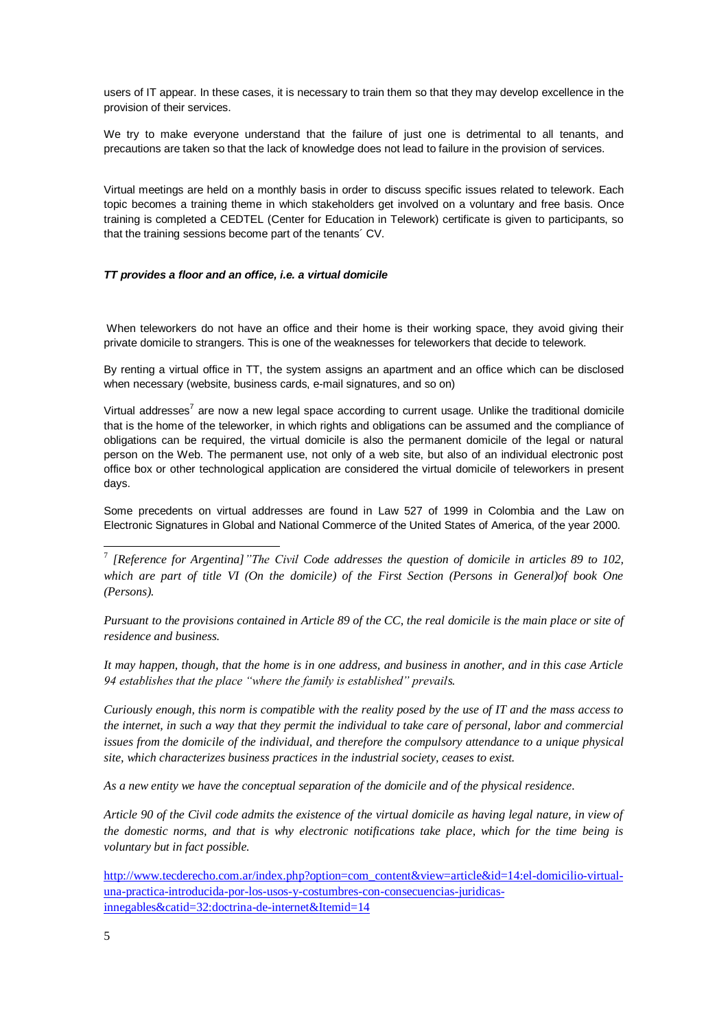users of IT appear. In these cases, it is necessary to train them so that they may develop excellence in the provision of their services.

We try to make everyone understand that the failure of just one is detrimental to all tenants, and precautions are taken so that the lack of knowledge does not lead to failure in the provision of services.

Virtual meetings are held on a monthly basis in order to discuss specific issues related to telework. Each topic becomes a training theme in which stakeholders get involved on a voluntary and free basis. Once training is completed a CEDTEL (Center for Education in Telework) certificate is given to participants, so that the training sessions become part of the tenants´ CV.

***TT provides a floor and an office, i.e. a virtual domicile***

When teleworkers do not have an office and their home is their working space, they avoid giving their private domicile to strangers. This is one of the weaknesses for teleworkers that decide to telework.

By renting a virtual office in TT, the system assigns an apartment and an office which can be disclosed when necessary (website, business cards, e-mail signatures, and so on)

Virtual addresses[7] are now a new legal space according to current usage. Unlike the traditional domicile that is the home of the teleworker, in which rights and obligations can be assumed and the compliance of obligations can be required, the virtual domicile is also the permanent domicile of the legal or natural person on the Web. The permanent use, not only of a web site, but also of an individual electronic post office box or other technological application are considered the virtual domicile of teleworkers in present days.

Some precedents on virtual addresses are found in Law 527 of 1999 in Colombia and the Law on Electronic Signatures in Global and National Commerce of the United States of America, of the year 2000.

---

[7] *[Reference for Argentina]"The Civil Code addresses the question of domicile in articles 89 to 102, which are part of title VI (On the domicile) of the First Section (Persons in General)of book One (Persons).*

*Pursuant to the provisions contained in Article 89 of the CC, the real domicile is the main place or site of residence and business.*

*It may happen, though, that the home is in one address, and business in another, and in this case Article 94 establishes that the place "where the family is established" prevails.*

*Curiously enough, this norm is compatible with the reality posed by the use of IT and the mass access to the internet, in such a way that they permit the individual to take care of personal, labor and commercial issues from the domicile of the individual, and therefore the compulsory attendance to a unique physical site, which characterizes business practices in the industrial society, ceases to exist.*

*As a new entity we have the conceptual separation of the domicile and of the physical residence.*

*Article 90 of the Civil code admits the existence of the virtual domicile as having legal nature, in view of the domestic norms, and that is why electronic notifications take place, which for the time being is voluntary but in fact possible.*

http://www.tecderecho.com.ar/index.php?option=com_content&view=article&id=14:el-domicilio-virtual-una-practica-introducida-por-los-usos-y-costumbres-con-consecuencias-juridicas-innegables&catid=32:doctrina-de-internet&Itemid=14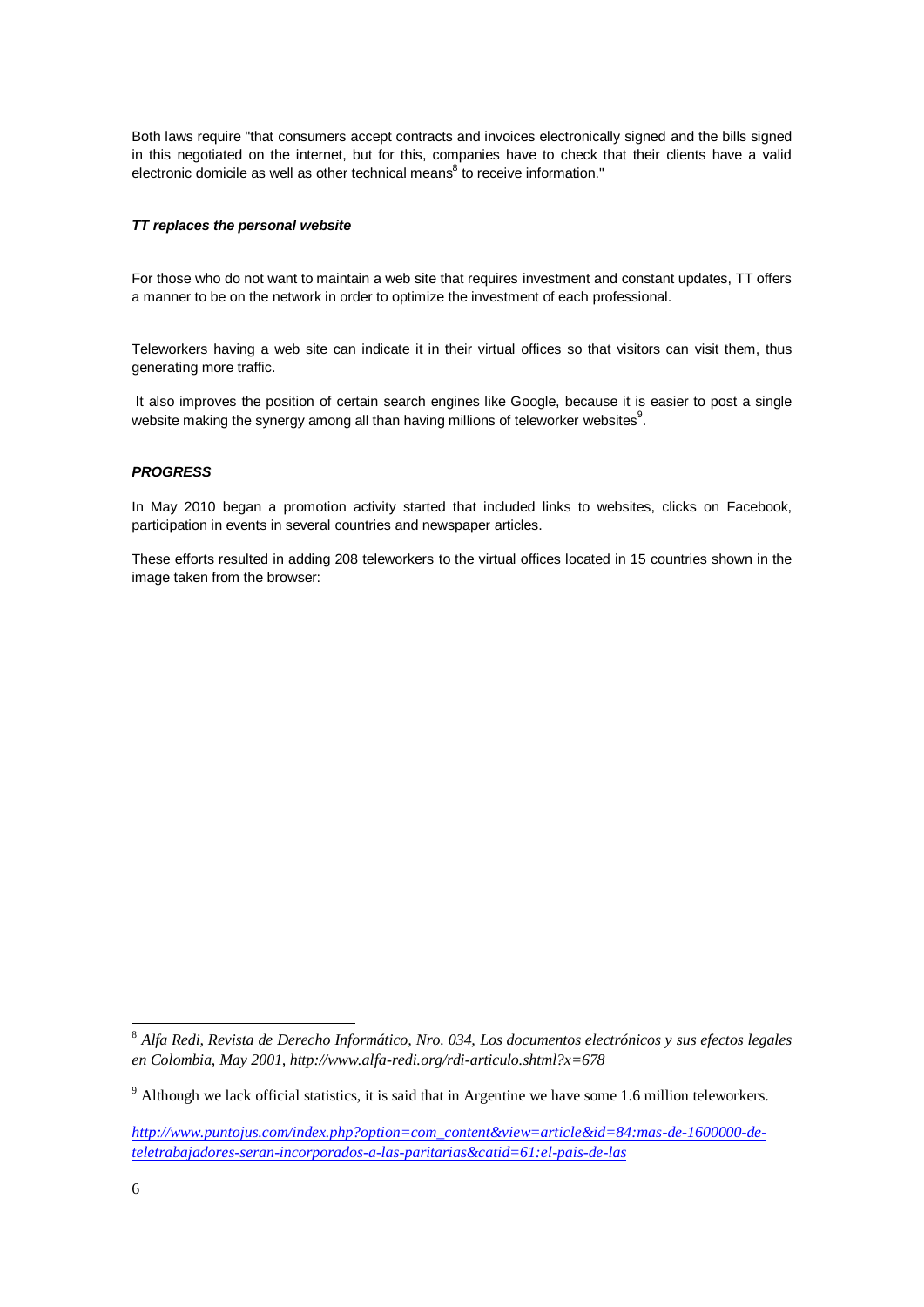Both laws require "that consumers accept contracts and invoices electronically signed and the bills signed in this negotiated on the internet, but for this, companies have to check that their clients have a valid electronic domicile as well as other technical means[8] to receive information."

***TT replaces the personal website***

For those who do not want to maintain a web site that requires investment and constant updates, TT offers a manner to be on the network in order to optimize the investment of each professional.

Teleworkers having a web site can indicate it in their virtual offices so that visitors can visit them, thus generating more traffic.

It also improves the position of certain search engines like Google, because it is easier to post a single website making the synergy among all than having millions of teleworker websites[9].

***PROGRESS***

In May 2010 began a promotion activity started that included links to websites, clicks on Facebook, participation in events in several countries and newspaper articles.

These efforts resulted in adding 208 teleworkers to the virtual offices located in 15 countries shown in the image taken from the browser:

---

[8] *Alfa Redi, Revista de Derecho Informático, Nro. 034, Los documentos electrónicos y sus efectos legales en Colombia, May 2001, http://www.alfa-redi.org/rdi-articulo.shtml?x=678*

[9] Although we lack official statistics, it is said that in Argentine we have some 1.6 million teleworkers.

*http://www.puntojus.com/index.php?option=com_content&view=article&id=84:mas-de-1600000-de-teletrabajadores-seran-incorporados-a-las-paritarias&catid=61:el-pais-de-las*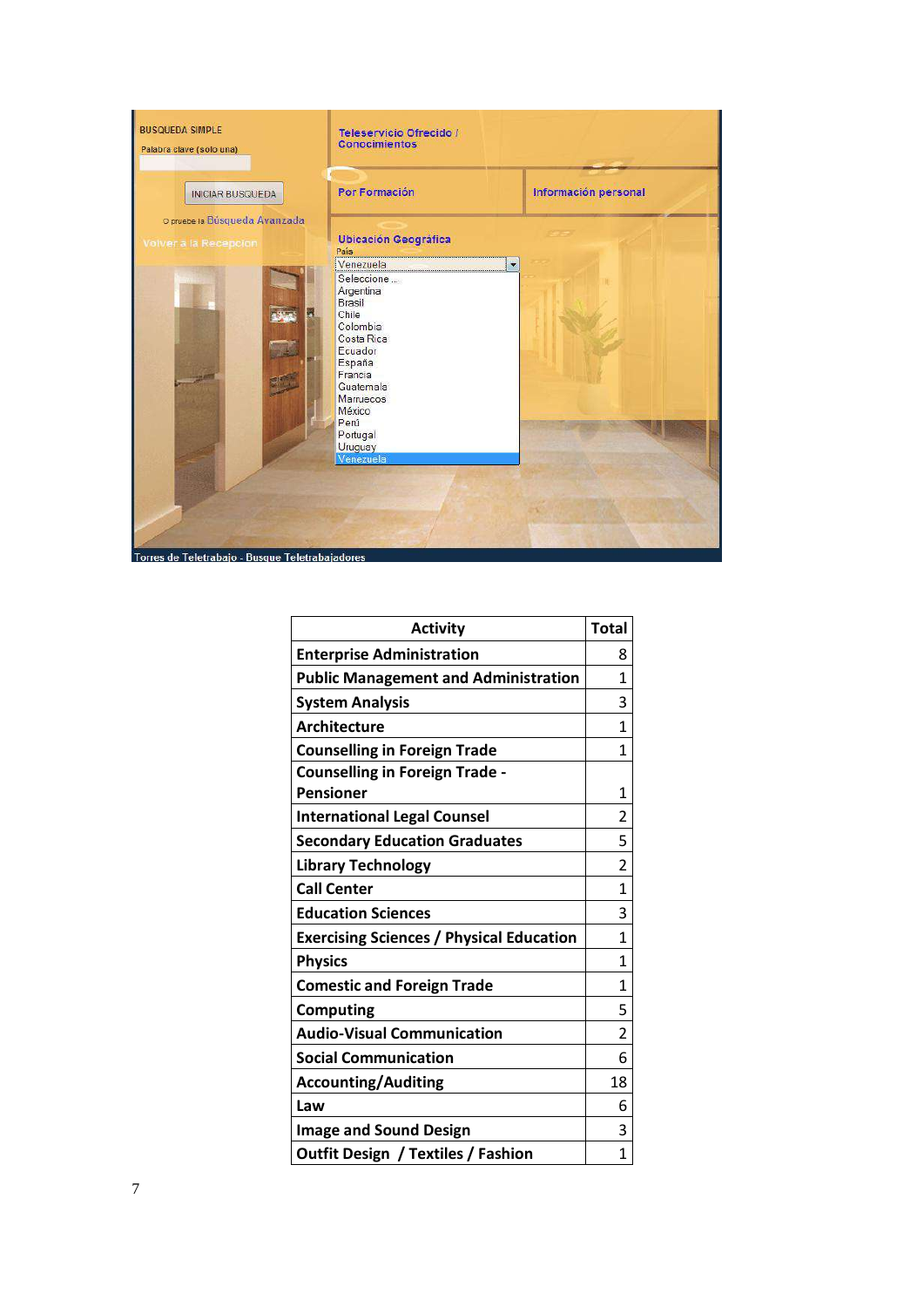| Activity | Total |
|---|---|
| **Enterprise Administration** | 8 |
| **Public Management and Administration** | 1 |
| **System Analysis** | 3 |
| **Architecture** | 1 |
| **Counselling in Foreign Trade** | 1 |
| **Counselling in Foreign Trade - Pensioner** | 1 |
| **International Legal Counsel** | 2 |
| **Secondary Education Graduates** | 5 |
| **Library Technology** | 2 |
| **Call Center** | 1 |
| **Education Sciences** | 3 |
| **Exercising Sciences / Physical Education** | 1 |
| **Physics** | 1 |
| **Comestic and Foreign Trade** | 1 |
| **Computing** | 5 |
| **Audio-Visual Communication** | 2 |
| **Social Communication** | 6 |
| **Accounting/Auditing** | 18 |
| **Law** | 6 |
| **Image and Sound Design** | 3 |
| **Outfit Design / Textiles / Fashion** | 1 |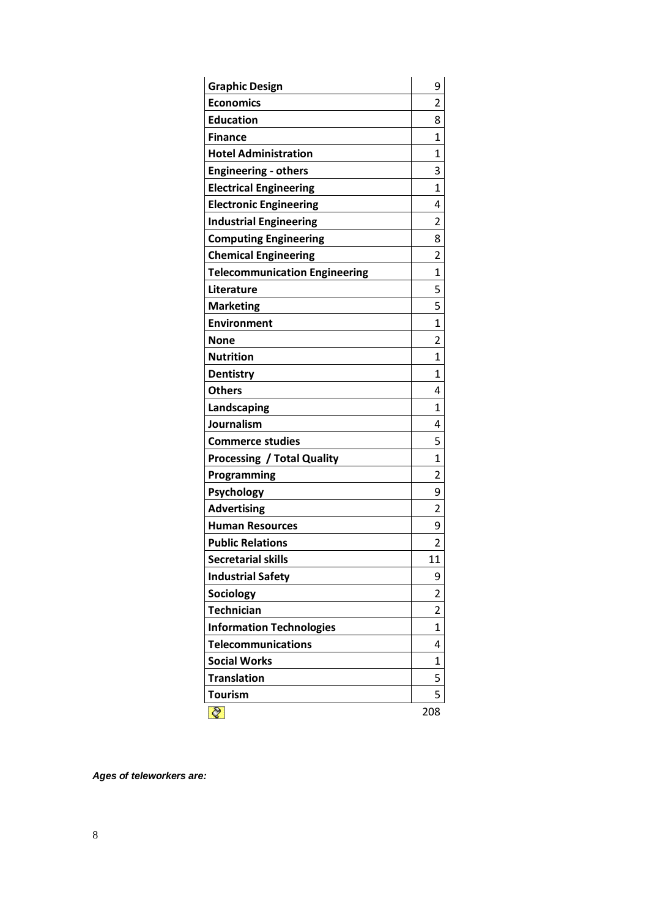| | |
|---|---|
| **Graphic Design** | 9 |
| **Economics** | 2 |
| **Education** | 8 |
| **Finance** | 1 |
| **Hotel Administration** | 1 |
| **Engineering - others** | 3 |
| **Electrical Engineering** | 1 |
| **Electronic Engineering** | 4 |
| **Industrial Engineering** | 2 |
| **Computing Engineering** | 8 |
| **Chemical Engineering** | 2 |
| **Telecommunication Engineering** | 1 |
| **Literature** | 5 |
| **Marketing** | 5 |
| **Environment** | 1 |
| **None** | 2 |
| **Nutrition** | 1 |
| **Dentistry** | 1 |
| **Others** | 4 |
| **Landscaping** | 1 |
| **Journalism** | 4 |
| **Commerce studies** | 5 |
| **Processing / Total Quality** | 1 |
| **Programming** | 2 |
| **Psychology** | 9 |
| **Advertising** | 2 |
| **Human Resources** | 9 |
| **Public Relations** | 2 |
| **Secretarial skills** | 11 |
| **Industrial Safety** | 9 |
| **Sociology** | 2 |
| **Technician** | 2 |
| **Information Technologies** | 1 |
| **Telecommunications** | 4 |
| **Social Works** | 1 |
| **Translation** | 5 |
| **Tourism** | 5 |
| | 208 |

***Ages of teleworkers are:***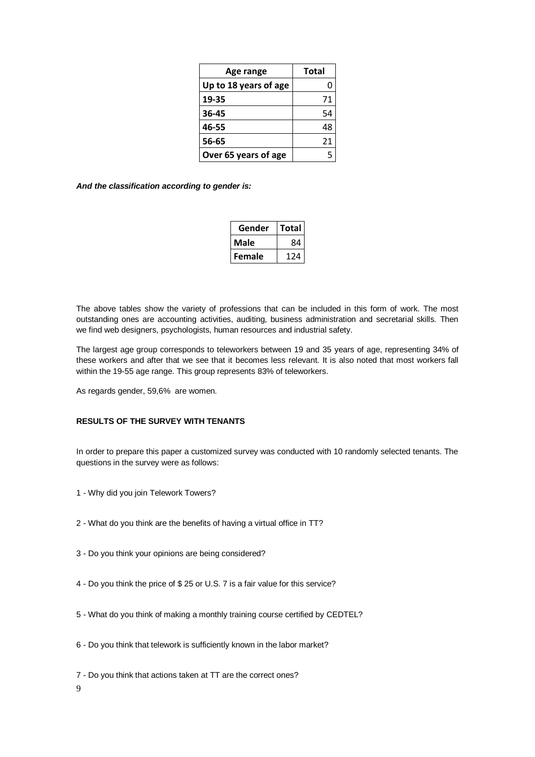| Age range | Total |
| --- | --- |
| Up to 18 years of age | 0 |
| 19-35 | 71 |
| 36-45 | 54 |
| 46-55 | 48 |
| 56-65 | 21 |
| Over 65 years of age | 5 |

***And the classification according to gender is:***

| Gender | Total |
| --- | --- |
| Male | 84 |
| Female | 124 |

The above tables show the variety of professions that can be included in this form of work. The most outstanding ones are accounting activities, auditing, business administration and secretarial skills. Then we find web designers, psychologists, human resources and industrial safety.

The largest age group corresponds to teleworkers between 19 and 35 years of age, representing 34% of these workers and after that we see that it becomes less relevant. It is also noted that most workers fall within the 19-55 age range. This group represents 83% of teleworkers.

As regards gender, 59,6% are women.

**RESULTS OF THE SURVEY WITH TENANTS**

In order to prepare this paper a customized survey was conducted with 10 randomly selected tenants. The questions in the survey were as follows:

1 - Why did you join Telework Towers?

2 - What do you think are the benefits of having a virtual office in TT?

3 - Do you think your opinions are being considered?

4 - Do you think the price of $ 25 or U.S. 7 is a fair value for this service?

5 - What do you think of making a monthly training course certified by CEDTEL?

6 - Do you think that telework is sufficiently known in the labor market?

7 - Do you think that actions taken at TT are the correct ones?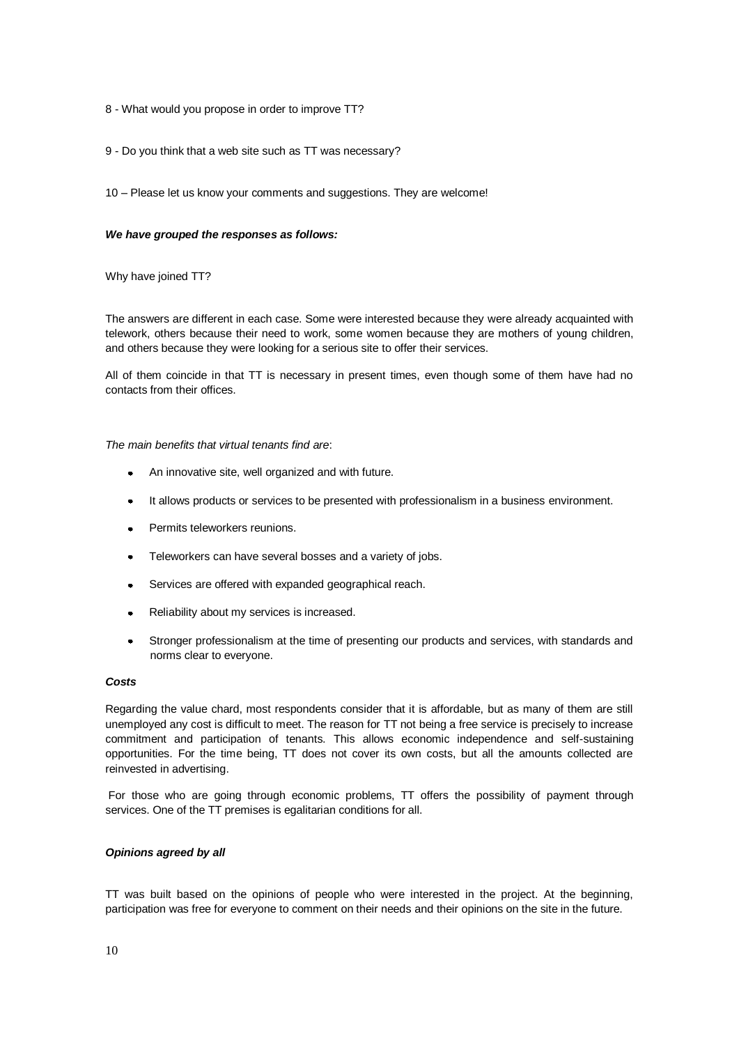8 - What would you propose in order to improve TT?

9 - Do you think that a web site such as TT was necessary?

10 – Please let us know your comments and suggestions. They are welcome!

***We have grouped the responses as follows:***

Why have joined TT?

The answers are different in each case. Some were interested because they were already acquainted with telework, others because their need to work, some women because they are mothers of young children, and others because they were looking for a serious site to offer their services.

All of them coincide in that TT is necessary in present times, even though some of them have had no contacts from their offices.

*The main benefits that virtual tenants find are*:

- An innovative site, well organized and with future.
- It allows products or services to be presented with professionalism in a business environment.
- Permits teleworkers reunions.
- Teleworkers can have several bosses and a variety of jobs.
- Services are offered with expanded geographical reach.
- Reliability about my services is increased.
- Stronger professionalism at the time of presenting our products and services, with standards and norms clear to everyone.

***Costs***

Regarding the value chard, most respondents consider that it is affordable, but as many of them are still unemployed any cost is difficult to meet. The reason for TT not being a free service is precisely to increase commitment and participation of tenants. This allows economic independence and self-sustaining opportunities. For the time being, TT does not cover its own costs, but all the amounts collected are reinvested in advertising.

For those who are going through economic problems, TT offers the possibility of payment through services. One of the TT premises is egalitarian conditions for all.

***Opinions agreed by all***

TT was built based on the opinions of people who were interested in the project. At the beginning, participation was free for everyone to comment on their needs and their opinions on the site in the future.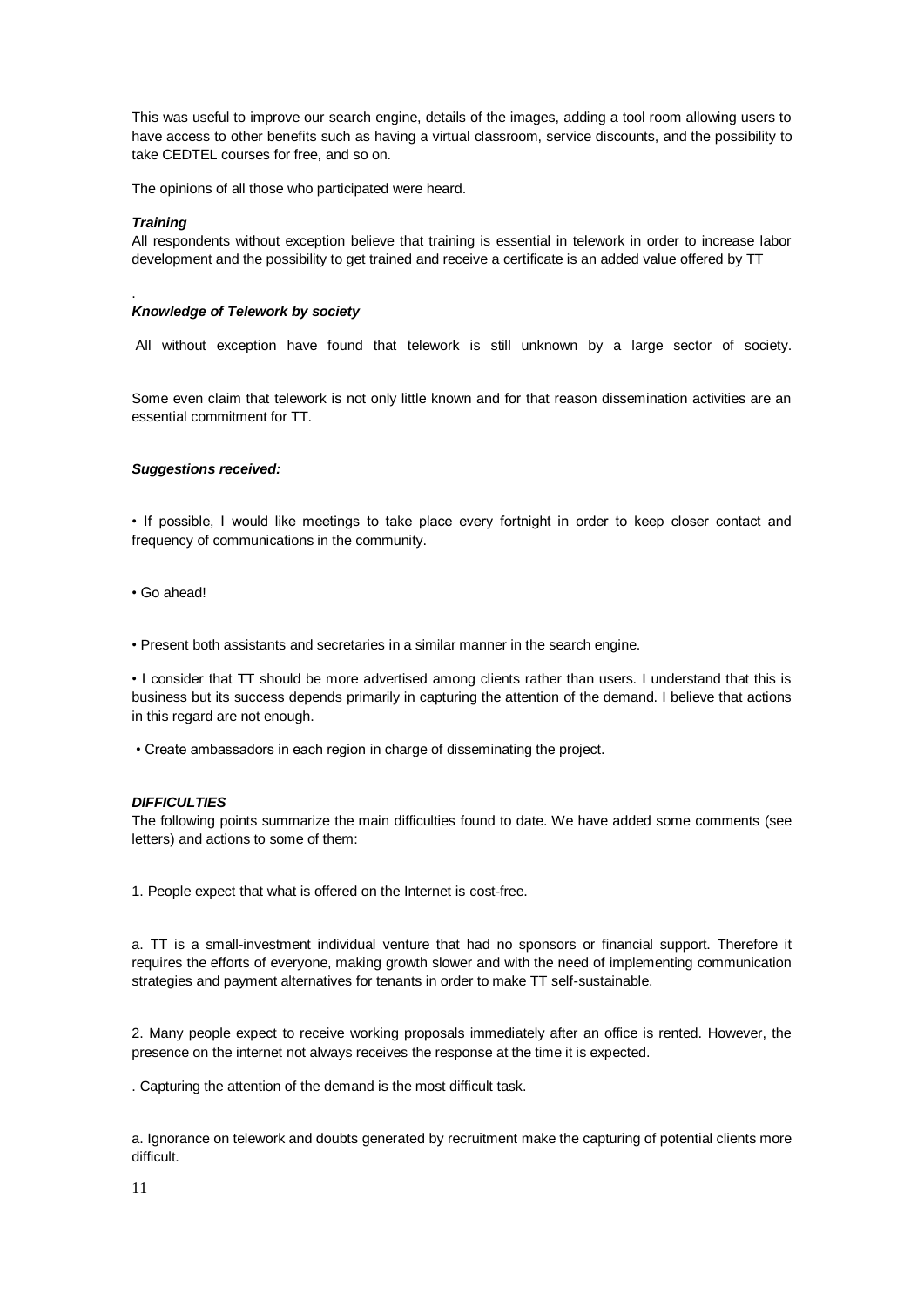This was useful to improve our search engine, details of the images, adding a tool room allowing users to have access to other benefits such as having a virtual classroom, service discounts, and the possibility to take CEDTEL courses for free, and so on.

The opinions of all those who participated were heard.

***Training***

All respondents without exception believe that training is essential in telework in order to increase labor development and the possibility to get trained and receive a certificate is an added value offered by TT

.

***Knowledge of Telework by society***

All without exception have found that telework is still unknown by a large sector of society.

Some even claim that telework is not only little known and for that reason dissemination activities are an essential commitment for TT.

***Suggestions received:***

- If possible, I would like meetings to take place every fortnight in order to keep closer contact and frequency of communications in the community.

- Go ahead!

- Present both assistants and secretaries in a similar manner in the search engine.

- I consider that TT should be more advertised among clients rather than users. I understand that this is business but its success depends primarily in capturing the attention of the demand. I believe that actions in this regard are not enough.

- Create ambassadors in each region in charge of disseminating the project.

***DIFFICULTIES***

The following points summarize the main difficulties found to date. We have added some comments (see letters) and actions to some of them:

1. People expect that what is offered on the Internet is cost-free.

a. TT is a small-investment individual venture that had no sponsors or financial support. Therefore it requires the efforts of everyone, making growth slower and with the need of implementing communication strategies and payment alternatives for tenants in order to make TT self-sustainable.

2. Many people expect to receive working proposals immediately after an office is rented. However, the presence on the internet not always receives the response at the time it is expected.

. Capturing the attention of the demand is the most difficult task.

a. Ignorance on telework and doubts generated by recruitment make the capturing of potential clients more difficult.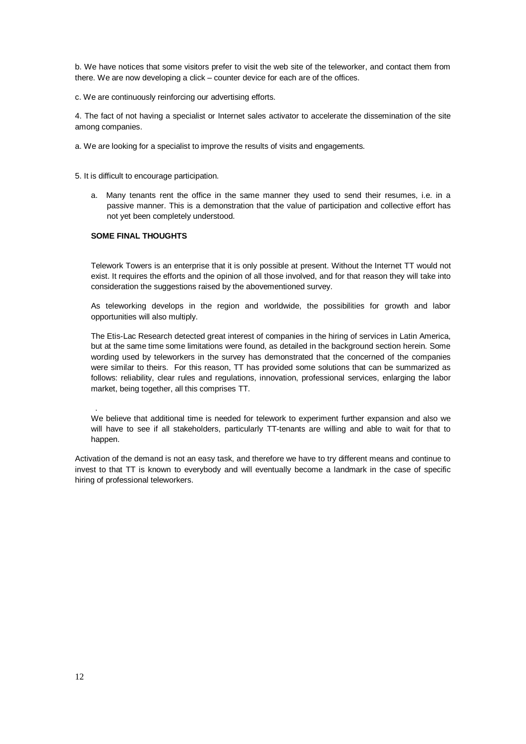b. We have notices that some visitors prefer to visit the web site of the teleworker, and contact them from there. We are now developing a click – counter device for each are of the offices.

c. We are continuously reinforcing our advertising efforts.

4. The fact of not having a specialist or Internet sales activator to accelerate the dissemination of the site among companies.

a. We are looking for a specialist to improve the results of visits and engagements.

5. It is difficult to encourage participation.

a. Many tenants rent the office in the same manner they used to send their resumes, i.e. in a passive manner. This is a demonstration that the value of participation and collective effort has not yet been completely understood.

**SOME FINAL THOUGHTS**

Telework Towers is an enterprise that it is only possible at present. Without the Internet TT would not exist. It requires the efforts and the opinion of all those involved, and for that reason they will take into consideration the suggestions raised by the abovementioned survey.

As teleworking develops in the region and worldwide, the possibilities for growth and labor opportunities will also multiply.

The Etis-Lac Research detected great interest of companies in the hiring of services in Latin America, but at the same time some limitations were found, as detailed in the background section herein. Some wording used by teleworkers in the survey has demonstrated that the concerned of the companies were similar to theirs. For this reason, TT has provided some solutions that can be summarized as follows: reliability, clear rules and regulations, innovation, professional services, enlarging the labor market, being together, all this comprises TT.

We believe that additional time is needed for telework to experiment further expansion and also we will have to see if all stakeholders, particularly TT-tenants are willing and able to wait for that to happen.

Activation of the demand is not an easy task, and therefore we have to try different means and continue to invest to that TT is known to everybody and will eventually become a landmark in the case of specific hiring of professional teleworkers.